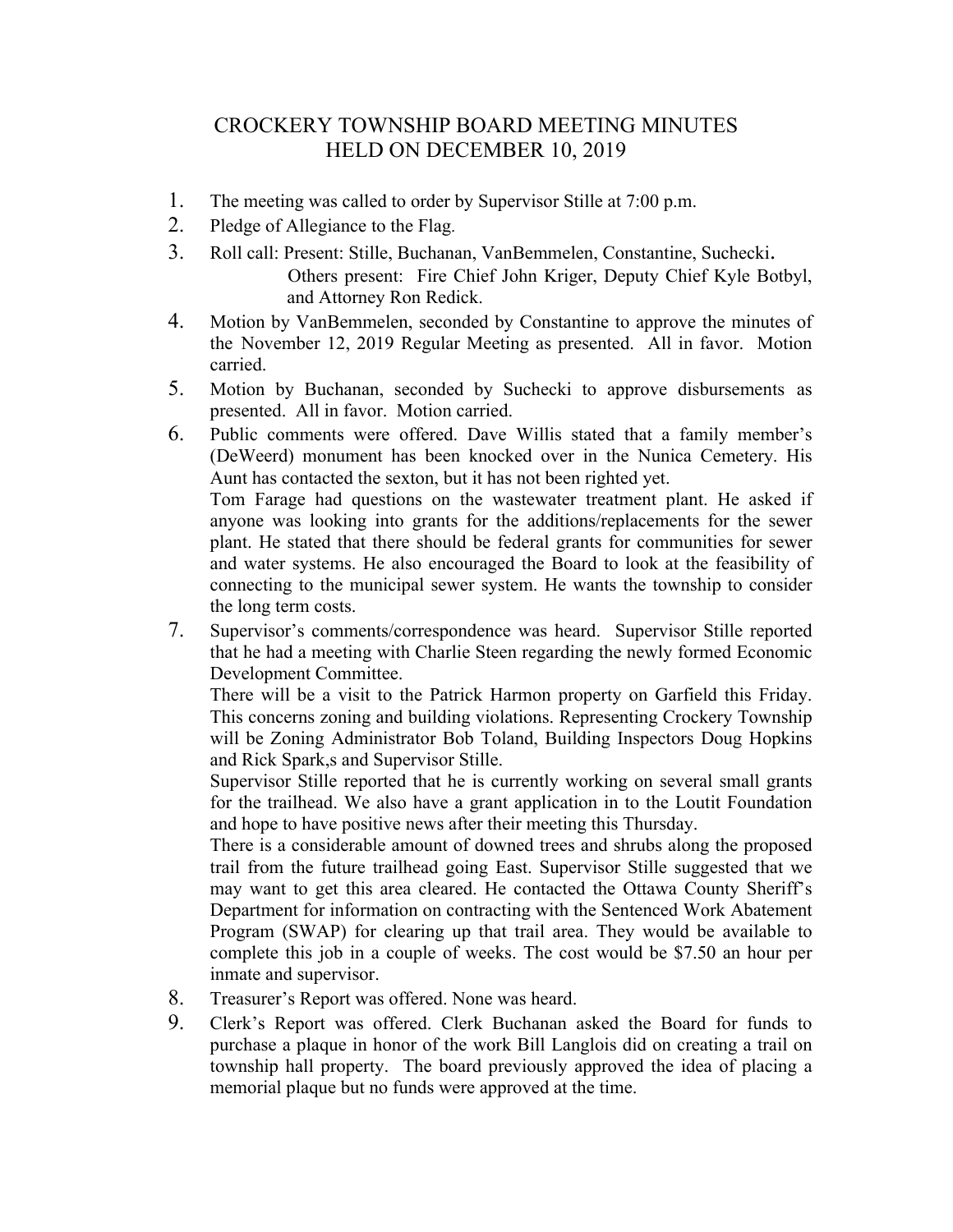# CROCKERY TOWNSHIP BOARD MEETING MINUTES
## HELD ON DECEMBER 10, 2019

1. The meeting was called to order by Supervisor Stille at 7:00 p.m.
2. Pledge of Allegiance to the Flag.
3. Roll call: Present: Stille, Buchanan, VanBemmelen, Constantine, Suchecki.
   Others present: Fire Chief John Kriger, Deputy Chief Kyle Botbyl, and Attorney Ron Redick.
4. Motion by VanBemmelen, seconded by Constantine to approve the minutes of the November 12, 2019 Regular Meeting as presented. All in favor. Motion carried.
5. Motion by Buchanan, seconded by Suchecki to approve disbursements as presented. All in favor. Motion carried.
6. Public comments were offered. Dave Willis stated that a family member's (DeWeerd) monument has been knocked over in the Nunica Cemetery. His Aunt has contacted the sexton, but it has not been righted yet.

   Tom Farage had questions on the wastewater treatment plant. He asked if anyone was looking into grants for the additions/replacements for the sewer plant. He stated that there should be federal grants for communities for sewer and water systems. He also encouraged the Board to look at the feasibility of connecting to the municipal sewer system. He wants the township to consider the long term costs.
7. Supervisor's comments/correspondence was heard. Supervisor Stille reported that he had a meeting with Charlie Steen regarding the newly formed Economic Development Committee.

   There will be a visit to the Patrick Harmon property on Garfield this Friday. This concerns zoning and building violations. Representing Crockery Township will be Zoning Administrator Bob Toland, Building Inspectors Doug Hopkins and Rick Spark,s and Supervisor Stille.

   Supervisor Stille reported that he is currently working on several small grants for the trailhead. We also have a grant application in to the Loutit Foundation and hope to have positive news after their meeting this Thursday.

   There is a considerable amount of downed trees and shrubs along the proposed trail from the future trailhead going East. Supervisor Stille suggested that we may want to get this area cleared. He contacted the Ottawa County Sheriff's Department for information on contracting with the Sentenced Work Abatement Program (SWAP) for clearing up that trail area. They would be available to complete this job in a couple of weeks. The cost would be $7.50 an hour per inmate and supervisor.
8. Treasurer's Report was offered. None was heard.
9. Clerk's Report was offered. Clerk Buchanan asked the Board for funds to purchase a plaque in honor of the work Bill Langlois did on creating a trail on township hall property. The board previously approved the idea of placing a memorial plaque but no funds were approved at the time.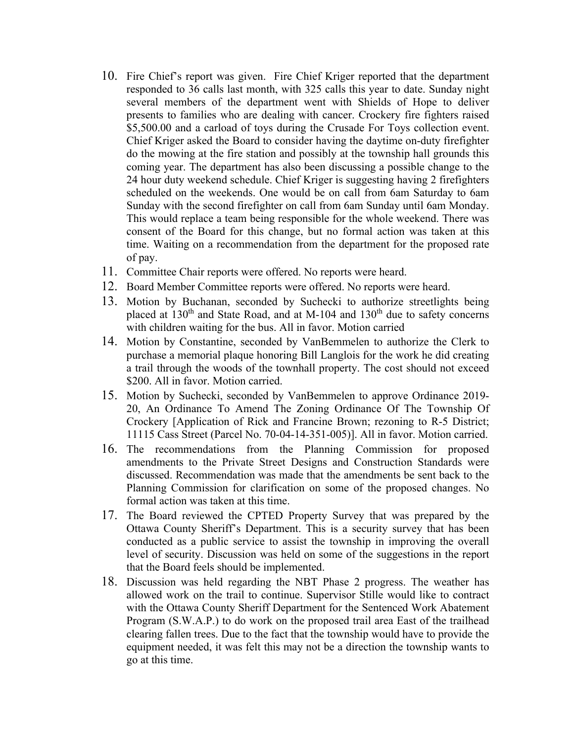10. Fire Chief's report was given. Fire Chief Kriger reported that the department responded to 36 calls last month, with 325 calls this year to date. Sunday night several members of the department went with Shields of Hope to deliver presents to families who are dealing with cancer. Crockery fire fighters raised $5,500.00 and a carload of toys during the Crusade For Toys collection event. Chief Kriger asked the Board to consider having the daytime on-duty firefighter do the mowing at the fire station and possibly at the township hall grounds this coming year. The department has also been discussing a possible change to the 24 hour duty weekend schedule. Chief Kriger is suggesting having 2 firefighters scheduled on the weekends. One would be on call from 6am Saturday to 6am Sunday with the second firefighter on call from 6am Sunday until 6am Monday. This would replace a team being responsible for the whole weekend. There was consent of the Board for this change, but no formal action was taken at this time. Waiting on a recommendation from the department for the proposed rate of pay.
11. Committee Chair reports were offered. No reports were heard.
12. Board Member Committee reports were offered. No reports were heard.
13. Motion by Buchanan, seconded by Suchecki to authorize streetlights being placed at 130th and State Road, and at M-104 and 130th due to safety concerns with children waiting for the bus. All in favor. Motion carried
14. Motion by Constantine, seconded by VanBemmelen to authorize the Clerk to purchase a memorial plaque honoring Bill Langlois for the work he did creating a trail through the woods of the townhall property. The cost should not exceed $200. All in favor. Motion carried.
15. Motion by Suchecki, seconded by VanBemmelen to approve Ordinance 2019-20, An Ordinance To Amend The Zoning Ordinance Of The Township Of Crockery [Application of Rick and Francine Brown; rezoning to R-5 District; 11115 Cass Street (Parcel No. 70-04-14-351-005)]. All in favor. Motion carried.
16. The recommendations from the Planning Commission for proposed amendments to the Private Street Designs and Construction Standards were discussed. Recommendation was made that the amendments be sent back to the Planning Commission for clarification on some of the proposed changes. No formal action was taken at this time.
17. The Board reviewed the CPTED Property Survey that was prepared by the Ottawa County Sheriff's Department. This is a security survey that has been conducted as a public service to assist the township in improving the overall level of security. Discussion was held on some of the suggestions in the report that the Board feels should be implemented.
18. Discussion was held regarding the NBT Phase 2 progress. The weather has allowed work on the trail to continue. Supervisor Stille would like to contract with the Ottawa County Sheriff Department for the Sentenced Work Abatement Program (S.W.A.P.) to do work on the proposed trail area East of the trailhead clearing fallen trees. Due to the fact that the township would have to provide the equipment needed, it was felt this may not be a direction the township wants to go at this time.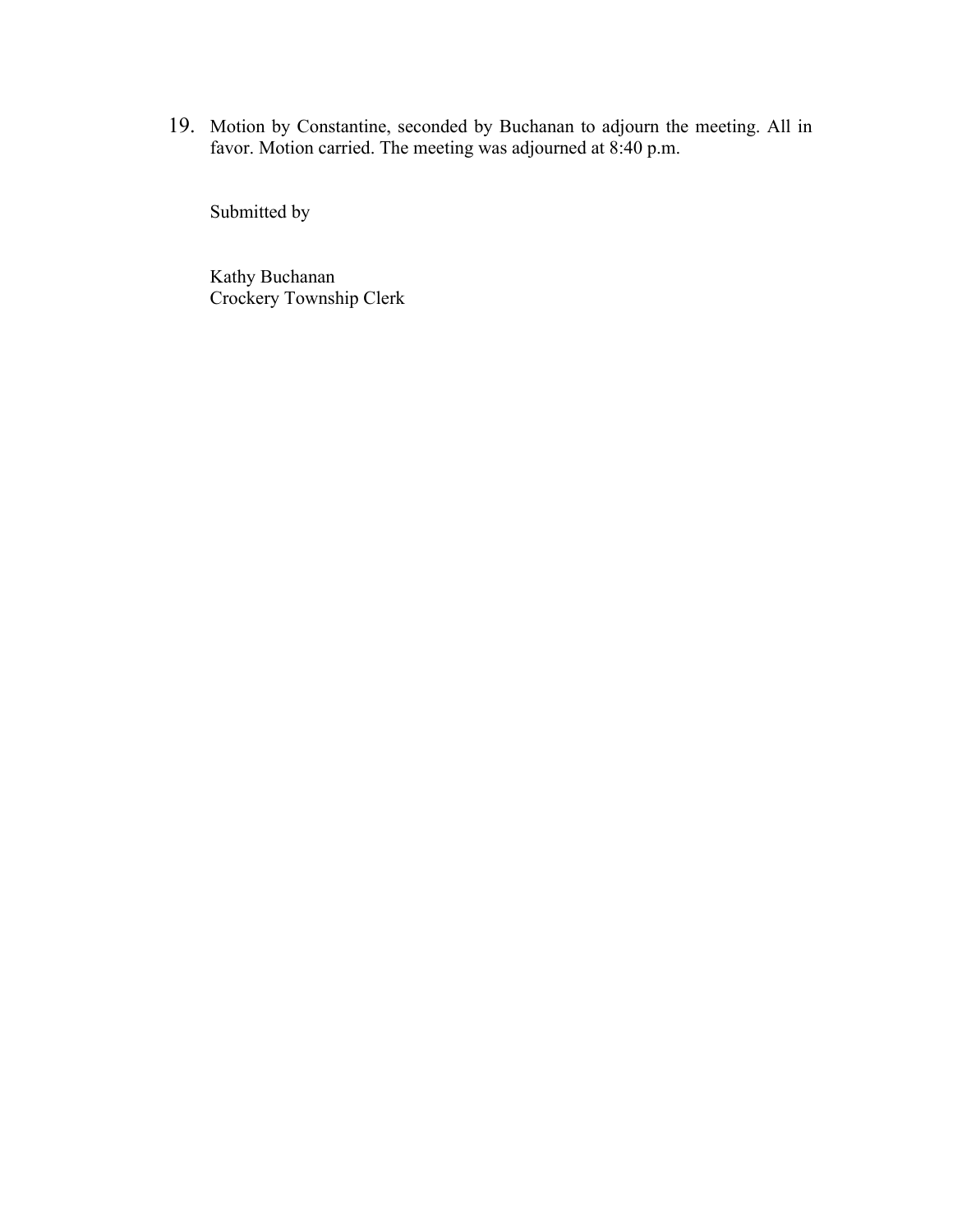19. Motion by Constantine, seconded by Buchanan to adjourn the meeting. All in favor. Motion carried. The meeting was adjourned at 8:40 p.m.

Submitted by

Kathy Buchanan
Crockery Township Clerk